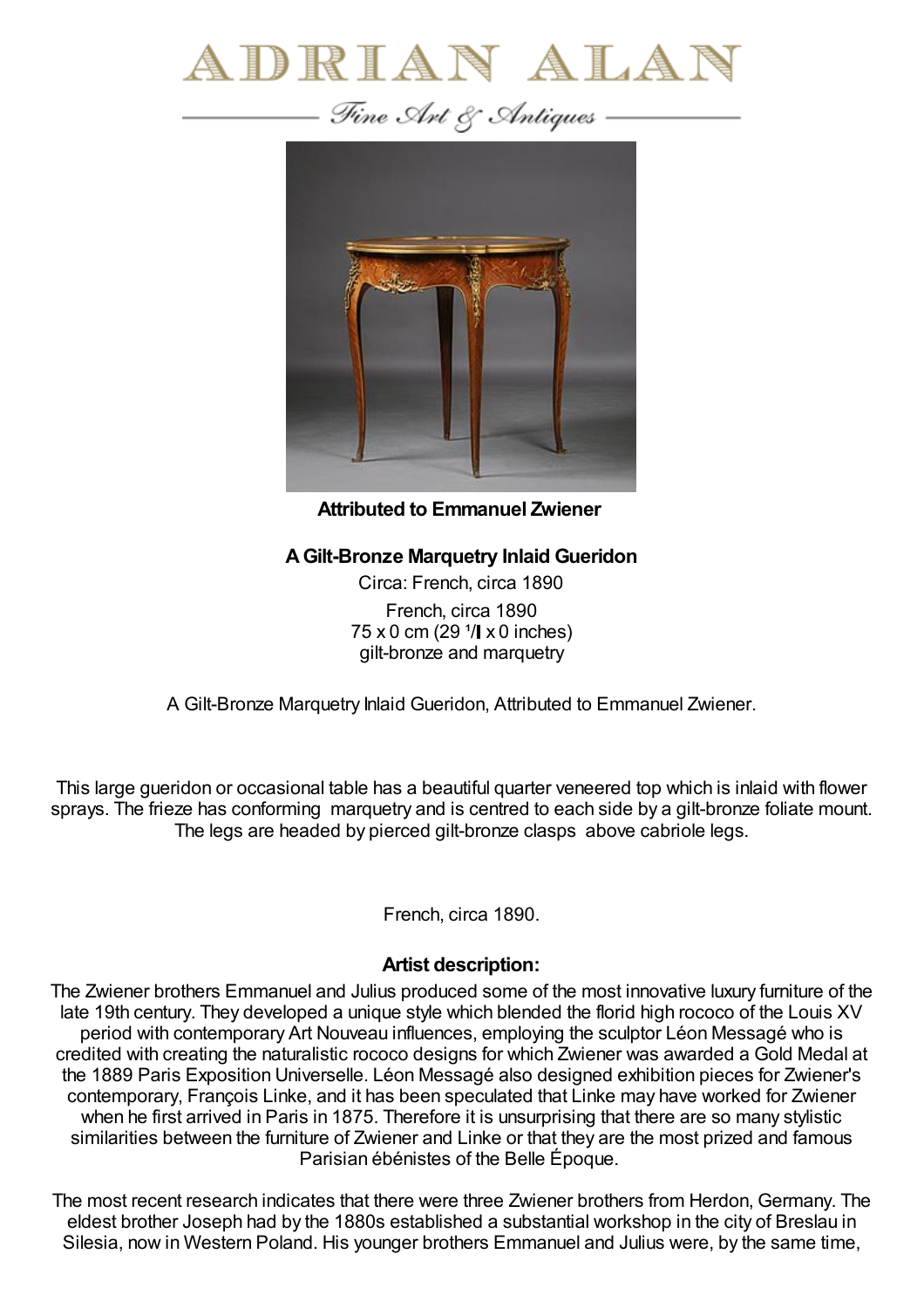# ADRIAN ALAN

Fine Art & Antiques

**Attributed to Emmanuel Zwiener**

**A Gilt-Bronze Marquetry Inlaid Gueridon**

Circa: French, circa 1890

French, circa 1890
75 x 0 cm (29 ¹/ x 0 inches)
gilt-bronze and marquetry

A Gilt-Bronze Marquetry Inlaid Gueridon, Attributed to Emmanuel Zwiener.

This large gueridon or occasional table has a beautiful quarter veneered top which is inlaid with flower sprays. The frieze has conforming marquetry and is centred to each side by a gilt-bronze foliate mount. The legs are headed by pierced gilt-bronze clasps above cabriole legs.

French, circa 1890.

**Artist description:**

The Zwiener brothers Emmanuel and Julius produced some of the most innovative luxury furniture of the late 19th century. They developed a unique style which blended the florid high rococo of the Louis XV period with contemporary Art Nouveau influences, employing the sculptor Léon Messagé who is credited with creating the naturalistic rococo designs for which Zwiener was awarded a Gold Medal at the 1889 Paris Exposition Universelle. Léon Messagé also designed exhibition pieces for Zwiener's contemporary, François Linke, and it has been speculated that Linke may have worked for Zwiener when he first arrived in Paris in 1875. Therefore it is unsurprising that there are so many stylistic similarities between the furniture of Zwiener and Linke or that they are the most prized and famous Parisian ébénistes of the Belle Époque.

The most recent research indicates that there were three Zwiener brothers from Herdon, Germany. The eldest brother Joseph had by the 1880s established a substantial workshop in the city of Breslau in Silesia, now in Western Poland. His younger brothers Emmanuel and Julius were, by the same time,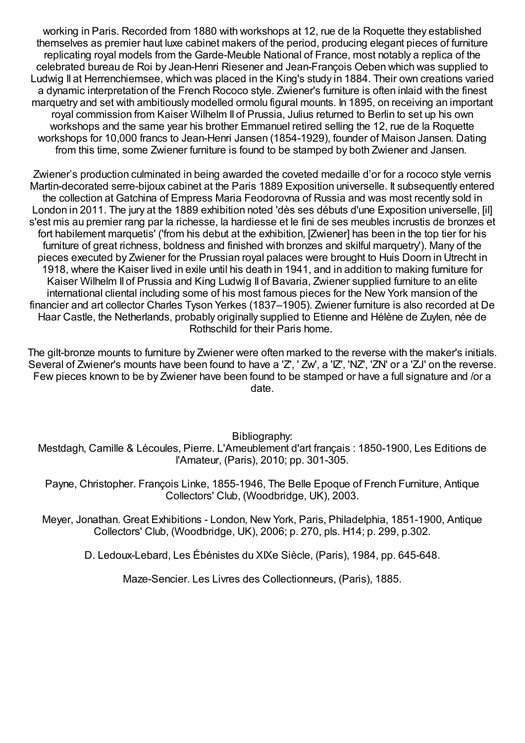working in Paris. Recorded from 1880 with workshops at 12, rue de la Roquette they established themselves as premier haut luxe cabinet makers of the period, producing elegant pieces of furniture replicating royal models from the Garde-Meuble National of France, most notably a replica of the celebrated bureau de Roi by Jean-Henri Riesener and Jean-François Oeben which was supplied to Ludwig II at Herrenchiemsee, which was placed in the King's study in 1884. Their own creations varied a dynamic interpretation of the French Rococo style. Zwiener's furniture is often inlaid with the finest marquetry and set with ambitiously modelled ormolu figural mounts. In 1895, on receiving an important royal commission from Kaiser Wilhelm II of Prussia, Julius returned to Berlin to set up his own workshops and the same year his brother Emmanuel retired selling the 12, rue de la Roquette workshops for 10,000 francs to Jean-Henri Jansen (1854-1929), founder of Maison Jansen. Dating from this time, some Zwiener furniture is found to be stamped by both Zwiener and Jansen.

Zwiener's production culminated in being awarded the coveted medaille d'or for a rococo style vernis Martin-decorated serre-bijoux cabinet at the Paris 1889 Exposition universelle. It subsequently entered the collection at Gatchina of Empress Maria Feodorovna of Russia and was most recently sold in London in 2011. The jury at the 1889 exhibition noted 'dès ses débuts d'une Exposition universelle, [il] s'est mis au premier rang par la richesse, la hardiesse et le fini de ses meubles incrustis de bronzes et fort habilement marquetis' ('from his debut at the exhibition, [Zwiener] has been in the top tier for his furniture of great richness, boldness and finished with bronzes and skilful marquetry'). Many of the pieces executed by Zwiener for the Prussian royal palaces were brought to Huis Doorn in Utrecht in 1918, where the Kaiser lived in exile until his death in 1941, and in addition to making furniture for Kaiser Wilhelm II of Prussia and King Ludwig II of Bavaria, Zwiener supplied furniture to an elite international cliental including some of his most famous pieces for the New York mansion of the financier and art collector Charles Tyson Yerkes (1837–1905). Zwiener furniture is also recorded at De Haar Castle, the Netherlands, probably originally supplied to Etienne and Hélène de Zuylen, née de Rothschild for their Paris home.

The gilt-bronze mounts to furniture by Zwiener were often marked to the reverse with the maker's initials. Several of Zwiener's mounts have been found to have a 'Z', ' Zw', a 'IZ', 'NZ', 'ZN' or a 'ZJ' on the reverse. Few pieces known to be by Zwiener have been found to be stamped or have a full signature and /or a date.

Bibliography:

Mestdagh, Camille & Lécoules, Pierre. L'Ameublement d'art français : 1850-1900, Les Editions de l'Amateur, (Paris), 2010; pp. 301-305.

Payne, Christopher. François Linke, 1855-1946, The Belle Epoque of French Furniture, Antique Collectors' Club, (Woodbridge, UK), 2003.

Meyer, Jonathan. Great Exhibitions - London, New York, Paris, Philadelphia, 1851-1900, Antique Collectors' Club, (Woodbridge, UK), 2006; p. 270, pls. H14; p. 299, p.302.

D. Ledoux-Lebard, Les Ébénistes du XIXe Siècle, (Paris), 1984, pp. 645-648.

Maze-Sencier. Les Livres des Collectionneurs, (Paris), 1885.